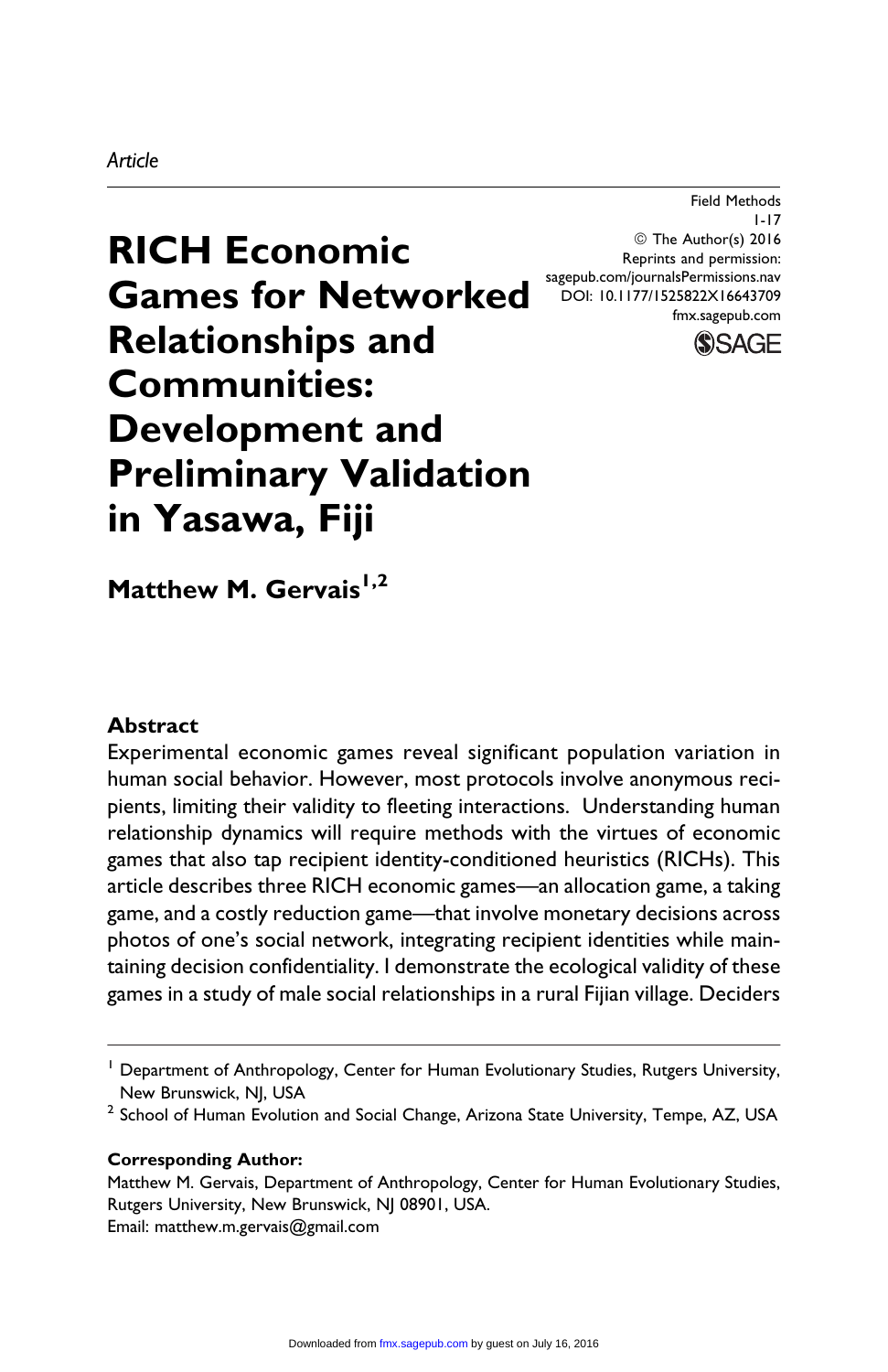*Article*

# RICH Economic Games for Networked Relationships and Communities: Development and Preliminary Validation in Yasawa, Fiji

Field Methods
1-17
© The Author(s) 2016
Reprints and permission: sagepub.com/journalsPermissions.nav
DOI: 10.1177/1525822X16643709
fmx.sagepub.com

**Matthew M. Gervais[1,2]**

## Abstract

Experimental economic games reveal significant population variation in human social behavior. However, most protocols involve anonymous recipients, limiting their validity to fleeting interactions. Understanding human relationship dynamics will require methods with the virtues of economic games that also tap recipient identity-conditioned heuristics (RICHs). This article describes three RICH economic games—an allocation game, a taking game, and a costly reduction game—that involve monetary decisions across photos of one's social network, integrating recipient identities while maintaining decision confidentiality. I demonstrate the ecological validity of these games in a study of male social relationships in a rural Fijian village. Deciders

---

[1] Department of Anthropology, Center for Human Evolutionary Studies, Rutgers University, New Brunswick, NJ, USA

[2] School of Human Evolution and Social Change, Arizona State University, Tempe, AZ, USA

**Corresponding Author:**
Matthew M. Gervais, Department of Anthropology, Center for Human Evolutionary Studies, Rutgers University, New Brunswick, NJ 08901, USA.
Email: matthew.m.gervais@gmail.com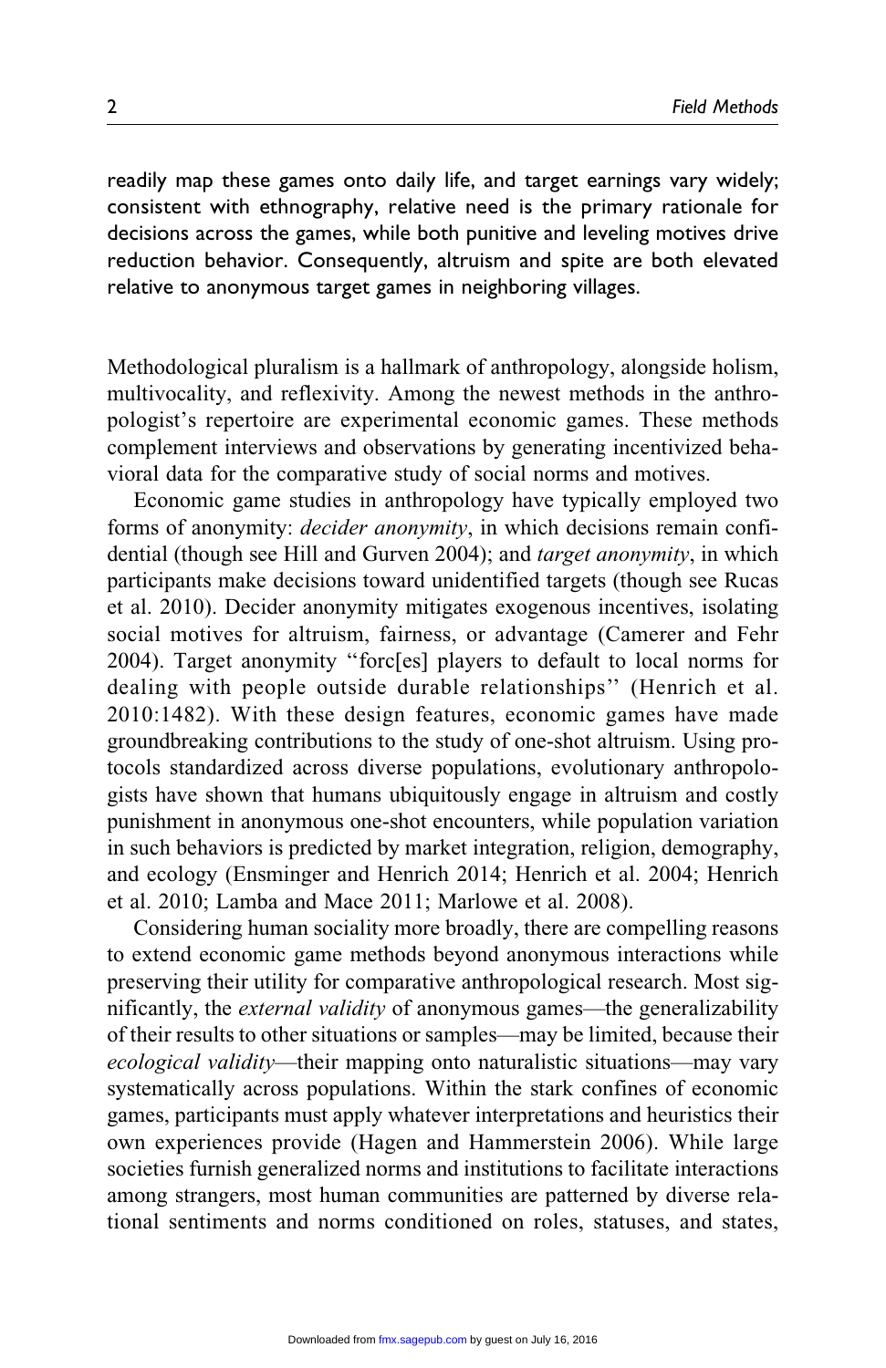readily map these games onto daily life, and target earnings vary widely; consistent with ethnography, relative need is the primary rationale for decisions across the games, while both punitive and leveling motives drive reduction behavior. Consequently, altruism and spite are both elevated relative to anonymous target games in neighboring villages.

Methodological pluralism is a hallmark of anthropology, alongside holism, multivocality, and reflexivity. Among the newest methods in the anthropologist's repertoire are experimental economic games. These methods complement interviews and observations by generating incentivized behavioral data for the comparative study of social norms and motives.

Economic game studies in anthropology have typically employed two forms of anonymity: *decider anonymity*, in which decisions remain confidential (though see Hill and Gurven 2004); and *target anonymity*, in which participants make decisions toward unidentified targets (though see Rucas et al. 2010). Decider anonymity mitigates exogenous incentives, isolating social motives for altruism, fairness, or advantage (Camerer and Fehr 2004). Target anonymity "forc[es] players to default to local norms for dealing with people outside durable relationships" (Henrich et al. 2010:1482). With these design features, economic games have made groundbreaking contributions to the study of one-shot altruism. Using protocols standardized across diverse populations, evolutionary anthropologists have shown that humans ubiquitously engage in altruism and costly punishment in anonymous one-shot encounters, while population variation in such behaviors is predicted by market integration, religion, demography, and ecology (Ensminger and Henrich 2014; Henrich et al. 2004; Henrich et al. 2010; Lamba and Mace 2011; Marlowe et al. 2008).

Considering human sociality more broadly, there are compelling reasons to extend economic game methods beyond anonymous interactions while preserving their utility for comparative anthropological research. Most significantly, the *external validity* of anonymous games—the generalizability of their results to other situations or samples—may be limited, because their *ecological validity*—their mapping onto naturalistic situations—may vary systematically across populations. Within the stark confines of economic games, participants must apply whatever interpretations and heuristics their own experiences provide (Hagen and Hammerstein 2006). While large societies furnish generalized norms and institutions to facilitate interactions among strangers, most human communities are patterned by diverse relational sentiments and norms conditioned on roles, statuses, and states,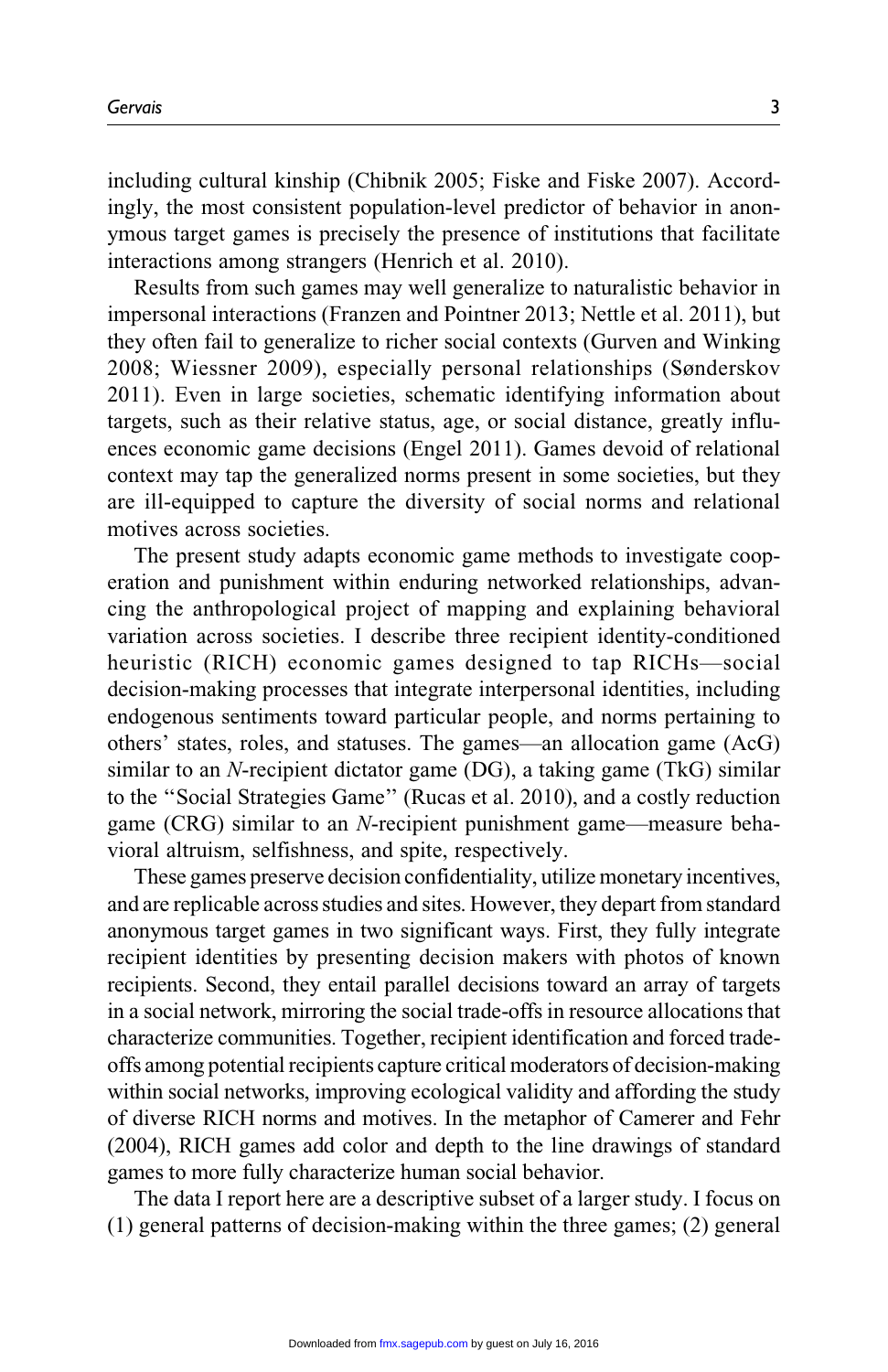including cultural kinship (Chibnik 2005; Fiske and Fiske 2007). Accordingly, the most consistent population-level predictor of behavior in anonymous target games is precisely the presence of institutions that facilitate interactions among strangers (Henrich et al. 2010).

Results from such games may well generalize to naturalistic behavior in impersonal interactions (Franzen and Pointner 2013; Nettle et al. 2011), but they often fail to generalize to richer social contexts (Gurven and Winking 2008; Wiessner 2009), especially personal relationships (Sønderskov 2011). Even in large societies, schematic identifying information about targets, such as their relative status, age, or social distance, greatly influences economic game decisions (Engel 2011). Games devoid of relational context may tap the generalized norms present in some societies, but they are ill-equipped to capture the diversity of social norms and relational motives across societies.

The present study adapts economic game methods to investigate cooperation and punishment within enduring networked relationships, advancing the anthropological project of mapping and explaining behavioral variation across societies. I describe three recipient identity-conditioned heuristic (RICH) economic games designed to tap RICHs—social decision-making processes that integrate interpersonal identities, including endogenous sentiments toward particular people, and norms pertaining to others' states, roles, and statuses. The games—an allocation game (AcG) similar to an *N*-recipient dictator game (DG), a taking game (TkG) similar to the "Social Strategies Game" (Rucas et al. 2010), and a costly reduction game (CRG) similar to an *N*-recipient punishment game—measure behavioral altruism, selfishness, and spite, respectively.

These games preserve decision confidentiality, utilize monetary incentives, and are replicable across studies and sites. However, they depart from standard anonymous target games in two significant ways. First, they fully integrate recipient identities by presenting decision makers with photos of known recipients. Second, they entail parallel decisions toward an array of targets in a social network, mirroring the social trade-offs in resource allocations that characterize communities. Together, recipient identification and forced trade-offs among potential recipients capture critical moderators of decision-making within social networks, improving ecological validity and affording the study of diverse RICH norms and motives. In the metaphor of Camerer and Fehr (2004), RICH games add color and depth to the line drawings of standard games to more fully characterize human social behavior.

The data I report here are a descriptive subset of a larger study. I focus on (1) general patterns of decision-making within the three games; (2) general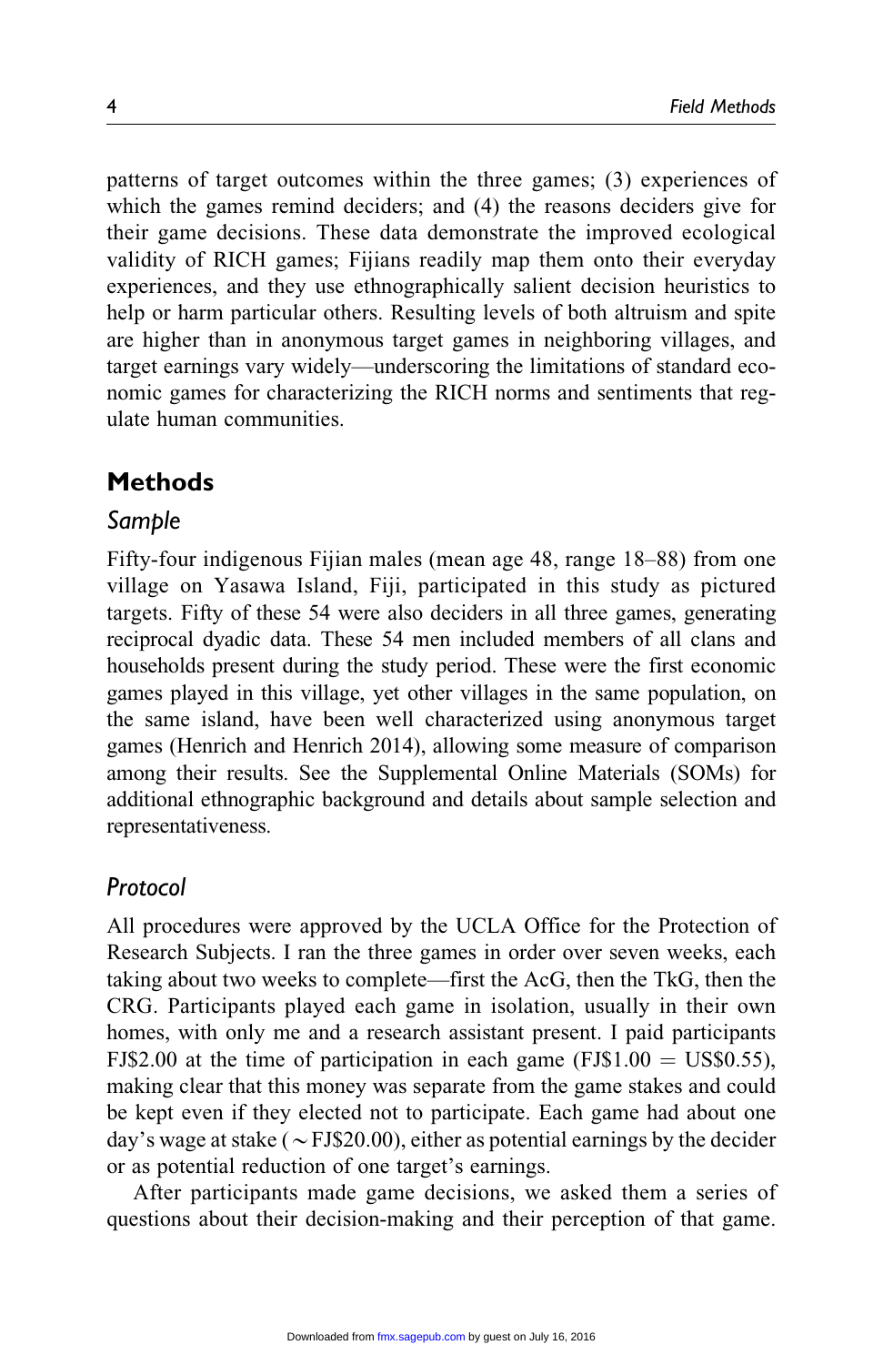patterns of target outcomes within the three games; (3) experiences of which the games remind deciders; and (4) the reasons deciders give for their game decisions. These data demonstrate the improved ecological validity of RICH games; Fijians readily map them onto their everyday experiences, and they use ethnographically salient decision heuristics to help or harm particular others. Resulting levels of both altruism and spite are higher than in anonymous target games in neighboring villages, and target earnings vary widely—underscoring the limitations of standard economic games for characterizing the RICH norms and sentiments that regulate human communities.

## Methods

### *Sample*

Fifty-four indigenous Fijian males (mean age 48, range 18–88) from one village on Yasawa Island, Fiji, participated in this study as pictured targets. Fifty of these 54 were also deciders in all three games, generating reciprocal dyadic data. These 54 men included members of all clans and households present during the study period. These were the first economic games played in this village, yet other villages in the same population, on the same island, have been well characterized using anonymous target games (Henrich and Henrich 2014), allowing some measure of comparison among their results. See the Supplemental Online Materials (SOMs) for additional ethnographic background and details about sample selection and representativeness.

### *Protocol*

All procedures were approved by the UCLA Office for the Protection of Research Subjects. I ran the three games in order over seven weeks, each taking about two weeks to complete—first the AcG, then the TkG, then the CRG. Participants played each game in isolation, usually in their own homes, with only me and a research assistant present. I paid participants FJ$2.00 at the time of participation in each game (FJ$1.00 = US$0.55), making clear that this money was separate from the game stakes and could be kept even if they elected not to participate. Each game had about one day's wage at stake ($\sim$FJ$20.00), either as potential earnings by the decider or as potential reduction of one target's earnings.

After participants made game decisions, we asked them a series of questions about their decision-making and their perception of that game.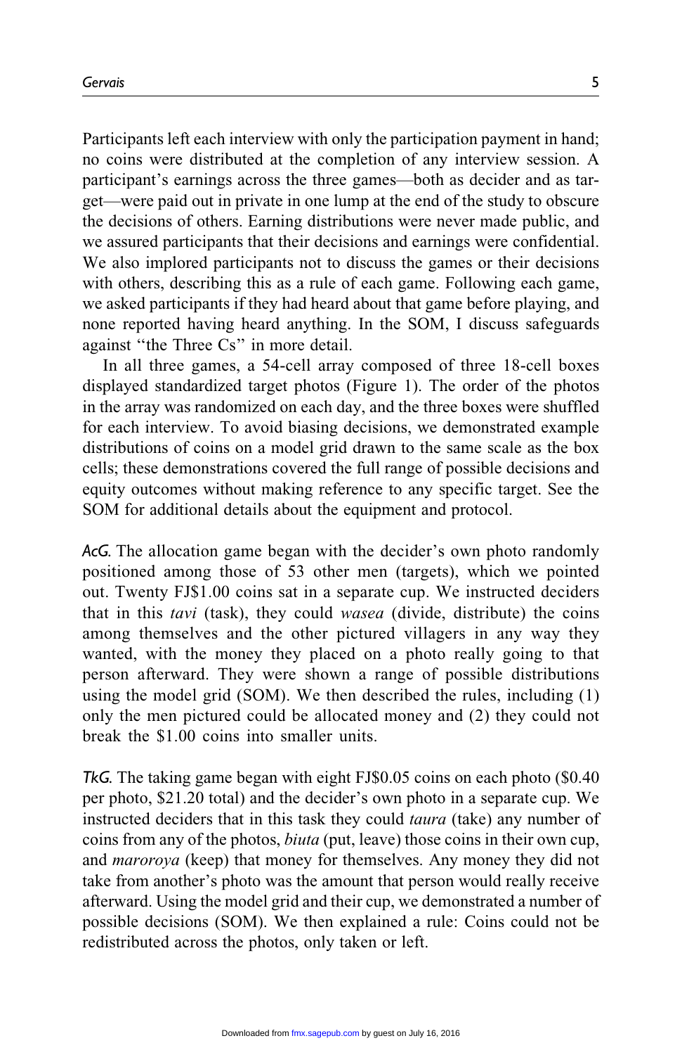Participants left each interview with only the participation payment in hand; no coins were distributed at the completion of any interview session. A participant's earnings across the three games—both as decider and as target—were paid out in private in one lump at the end of the study to obscure the decisions of others. Earning distributions were never made public, and we assured participants that their decisions and earnings were confidential. We also implored participants not to discuss the games or their decisions with others, describing this as a rule of each game. Following each game, we asked participants if they had heard about that game before playing, and none reported having heard anything. In the SOM, I discuss safeguards against "the Three Cs" in more detail.

In all three games, a 54-cell array composed of three 18-cell boxes displayed standardized target photos (Figure 1). The order of the photos in the array was randomized on each day, and the three boxes were shuffled for each interview. To avoid biasing decisions, we demonstrated example distributions of coins on a model grid drawn to the same scale as the box cells; these demonstrations covered the full range of possible decisions and equity outcomes without making reference to any specific target. See the SOM for additional details about the equipment and protocol.

*AcG.* The allocation game began with the decider's own photo randomly positioned among those of 53 other men (targets), which we pointed out. Twenty FJ$1.00 coins sat in a separate cup. We instructed deciders that in this *tavi* (task), they could *wasea* (divide, distribute) the coins among themselves and the other pictured villagers in any way they wanted, with the money they placed on a photo really going to that person afterward. They were shown a range of possible distributions using the model grid (SOM). We then described the rules, including (1) only the men pictured could be allocated money and (2) they could not break the $1.00 coins into smaller units.

*TkG.* The taking game began with eight FJ$0.05 coins on each photo ($0.40 per photo, $21.20 total) and the decider's own photo in a separate cup. We instructed deciders that in this task they could *taura* (take) any number of coins from any of the photos, *biuta* (put, leave) those coins in their own cup, and *maroroya* (keep) that money for themselves. Any money they did not take from another's photo was the amount that person would really receive afterward. Using the model grid and their cup, we demonstrated a number of possible decisions (SOM). We then explained a rule: Coins could not be redistributed across the photos, only taken or left.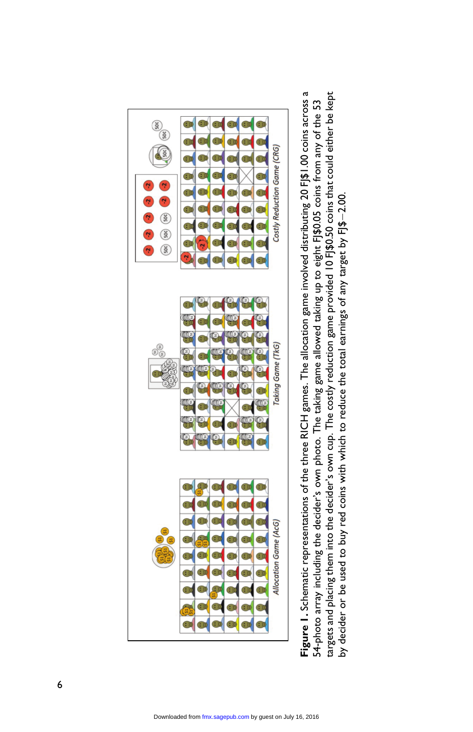**Figure 1.** Schematic representations of the three RICH games. The allocation game involved distributing 20 FJ$1.00 coins across a 54-photo array including the decider's own photo. The taking game allowed taking up to eight FJ$0.05 coins from any of the 53 targets and placing them into the decider's own cup. The costly reduction game provided 10 FJ$0.50 coins that could either be kept by decider or be used to buy red coins with which to reduce the total earnings of any target by FJ$−2.00.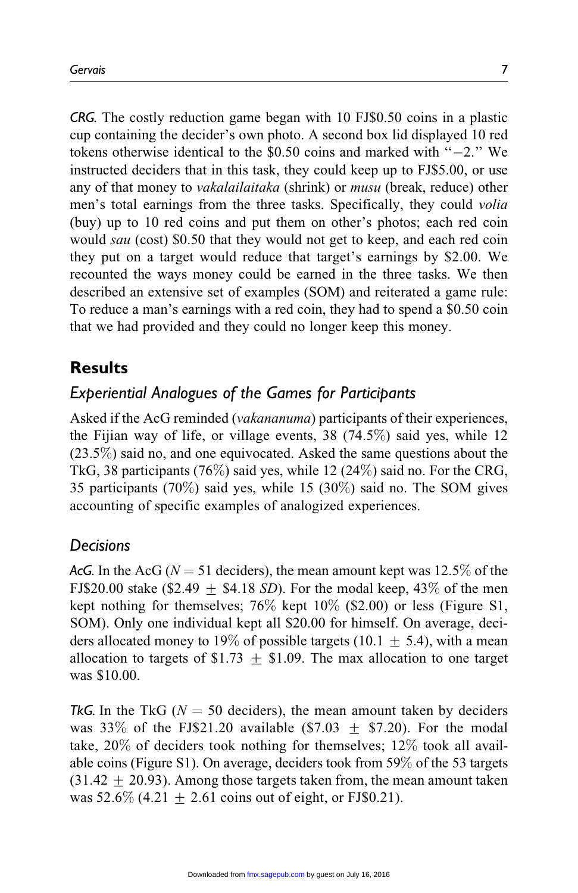*CRG*. The costly reduction game began with 10 FJ$0.50 coins in a plastic cup containing the decider's own photo. A second box lid displayed 10 red tokens otherwise identical to the $0.50 coins and marked with "−2." We instructed deciders that in this task, they could keep up to FJ$5.00, or use any of that money to *vakalailaitaka* (shrink) or *musu* (break, reduce) other men's total earnings from the three tasks. Specifically, they could *volia* (buy) up to 10 red coins and put them on other's photos; each red coin would *sau* (cost) $0.50 that they would not get to keep, and each red coin they put on a target would reduce that target's earnings by $2.00. We recounted the ways money could be earned in the three tasks. We then described an extensive set of examples (SOM) and reiterated a game rule: To reduce a man's earnings with a red coin, they had to spend a $0.50 coin that we had provided and they could no longer keep this money.

## Results

### Experiential Analogues of the Games for Participants

Asked if the AcG reminded (*vakananuma*) participants of their experiences, the Fijian way of life, or village events, 38 (74.5%) said yes, while 12 (23.5%) said no, and one equivocated. Asked the same questions about the TkG, 38 participants (76%) said yes, while 12 (24%) said no. For the CRG, 35 participants (70%) said yes, while 15 (30%) said no. The SOM gives accounting of specific examples of analogized experiences.

### Decisions

*AcG*. In the AcG ($N = 51$ deciders), the mean amount kept was 12.5% of the FJ$20.00 stake ($2.49 ± $4.18 *SD*). For the modal keep, 43% of the men kept nothing for themselves; 76% kept 10% ($2.00) or less (Figure S1, SOM). Only one individual kept all $20.00 for himself. On average, deciders allocated money to 19% of possible targets (10.1 ± 5.4), with a mean allocation to targets of $1.73 ± $1.09. The max allocation to one target was $10.00.

*TkG*. In the TkG ($N = 50$ deciders), the mean amount taken by deciders was 33% of the FJ$21.20 available ($7.03 ± $7.20). For the modal take, 20% of deciders took nothing for themselves; 12% took all available coins (Figure S1). On average, deciders took from 59% of the 53 targets (31.42 ± 20.93). Among those targets taken from, the mean amount taken was 52.6% (4.21 ± 2.61 coins out of eight, or FJ$0.21).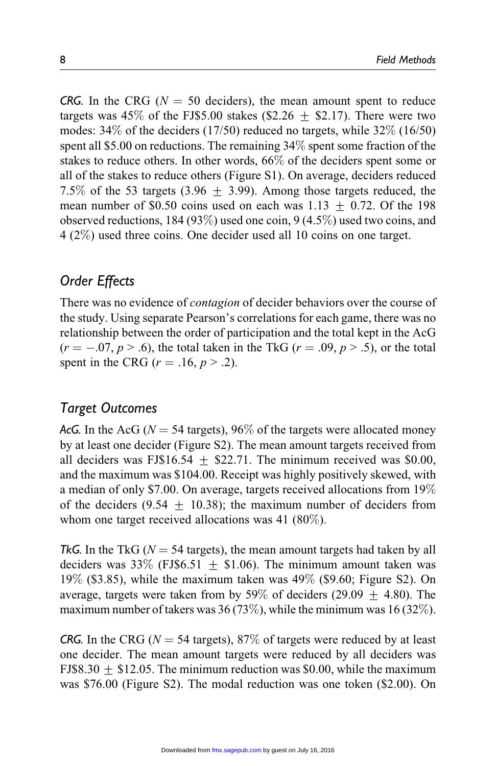*CRG*. In the CRG ($N = 50$ deciders), the mean amount spent to reduce targets was 45% of the FJ\$5.00 stakes (\$2.26 ± \$2.17). There were two modes: 34% of the deciders (17/50) reduced no targets, while 32% (16/50) spent all \$5.00 on reductions. The remaining 34% spent some fraction of the stakes to reduce others. In other words, 66% of the deciders spent some or all of the stakes to reduce others (Figure S1). On average, deciders reduced 7.5% of the 53 targets (3.96 ± 3.99). Among those targets reduced, the mean number of \$0.50 coins used on each was 1.13 ± 0.72. Of the 198 observed reductions, 184 (93%) used one coin, 9 (4.5%) used two coins, and 4 (2%) used three coins. One decider used all 10 coins on one target.

## Order Effects

There was no evidence of *contagion* of decider behaviors over the course of the study. Using separate Pearson's correlations for each game, there was no relationship between the order of participation and the total kept in the AcG ($r = -.07$, $p > .6$), the total taken in the TkG ($r = .09$, $p > .5$), or the total spent in the CRG ($r = .16$, $p > .2$).

## Target Outcomes

*AcG*. In the AcG ($N = 54$ targets), 96% of the targets were allocated money by at least one decider (Figure S2). The mean amount targets received from all deciders was FJ\$16.54 ± \$22.71. The minimum received was \$0.00, and the maximum was \$104.00. Receipt was highly positively skewed, with a median of only \$7.00. On average, targets received allocations from 19% of the deciders (9.54 ± 10.38); the maximum number of deciders from whom one target received allocations was 41 (80%).

*TkG*. In the TkG ($N = 54$ targets), the mean amount targets had taken by all deciders was 33% (FJ\$6.51 ± \$1.06). The minimum amount taken was 19% (\$3.85), while the maximum taken was 49% (\$9.60; Figure S2). On average, targets were taken from by 59% of deciders (29.09 ± 4.80). The maximum number of takers was 36 (73%), while the minimum was 16 (32%).

*CRG*. In the CRG ($N = 54$ targets), 87% of targets were reduced by at least one decider. The mean amount targets were reduced by all deciders was FJ\$8.30 ± \$12.05. The minimum reduction was \$0.00, while the maximum was \$76.00 (Figure S2). The modal reduction was one token (\$2.00). On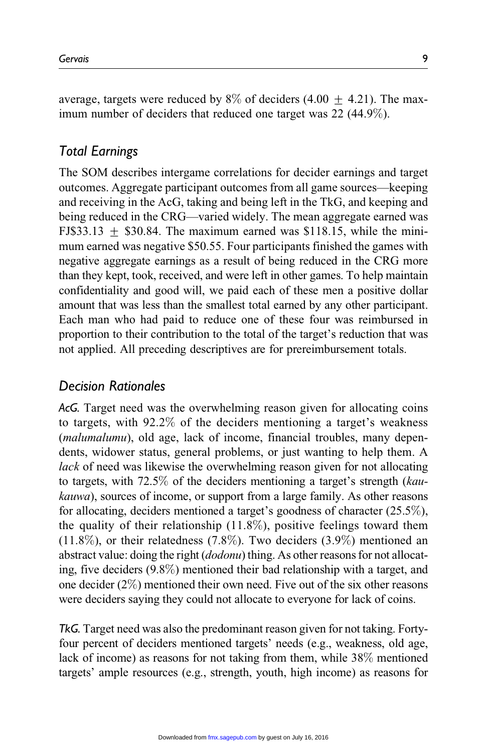average, targets were reduced by 8% of deciders (4.00 $\pm$ 4.21). The maximum number of deciders that reduced one target was 22 (44.9%).

## Total Earnings

The SOM describes intergame correlations for decider earnings and target outcomes. Aggregate participant outcomes from all game sources—keeping and receiving in the AcG, taking and being left in the TkG, and keeping and being reduced in the CRG—varied widely. The mean aggregate earned was FJ$33.13 $\pm$ $30.84. The maximum earned was $118.15, while the minimum earned was negative $50.55. Four participants finished the games with negative aggregate earnings as a result of being reduced in the CRG more than they kept, took, received, and were left in other games. To help maintain confidentiality and good will, we paid each of these men a positive dollar amount that was less than the smallest total earned by any other participant. Each man who had paid to reduce one of these four was reimbursed in proportion to their contribution to the total of the target's reduction that was not applied. All preceding descriptives are for prereimbursement totals.

## Decision Rationales

*AcG.* Target need was the overwhelming reason given for allocating coins to targets, with 92.2% of the deciders mentioning a target's weakness (*malumalumu*), old age, lack of income, financial troubles, many dependents, widower status, general problems, or just wanting to help them. A *lack* of need was likewise the overwhelming reason given for not allocating to targets, with 72.5% of the deciders mentioning a target's strength (*kaukauwa*), sources of income, or support from a large family. As other reasons for allocating, deciders mentioned a target's goodness of character (25.5%), the quality of their relationship (11.8%), positive feelings toward them (11.8%), or their relatedness (7.8%). Two deciders (3.9%) mentioned an abstract value: doing the right (*dodonu*) thing. As other reasons for not allocating, five deciders (9.8%) mentioned their bad relationship with a target, and one decider (2%) mentioned their own need. Five out of the six other reasons were deciders saying they could not allocate to everyone for lack of coins.

*TkG.* Target need was also the predominant reason given for not taking. Forty-four percent of deciders mentioned targets' needs (e.g., weakness, old age, lack of income) as reasons for not taking from them, while 38% mentioned targets' ample resources (e.g., strength, youth, high income) as reasons for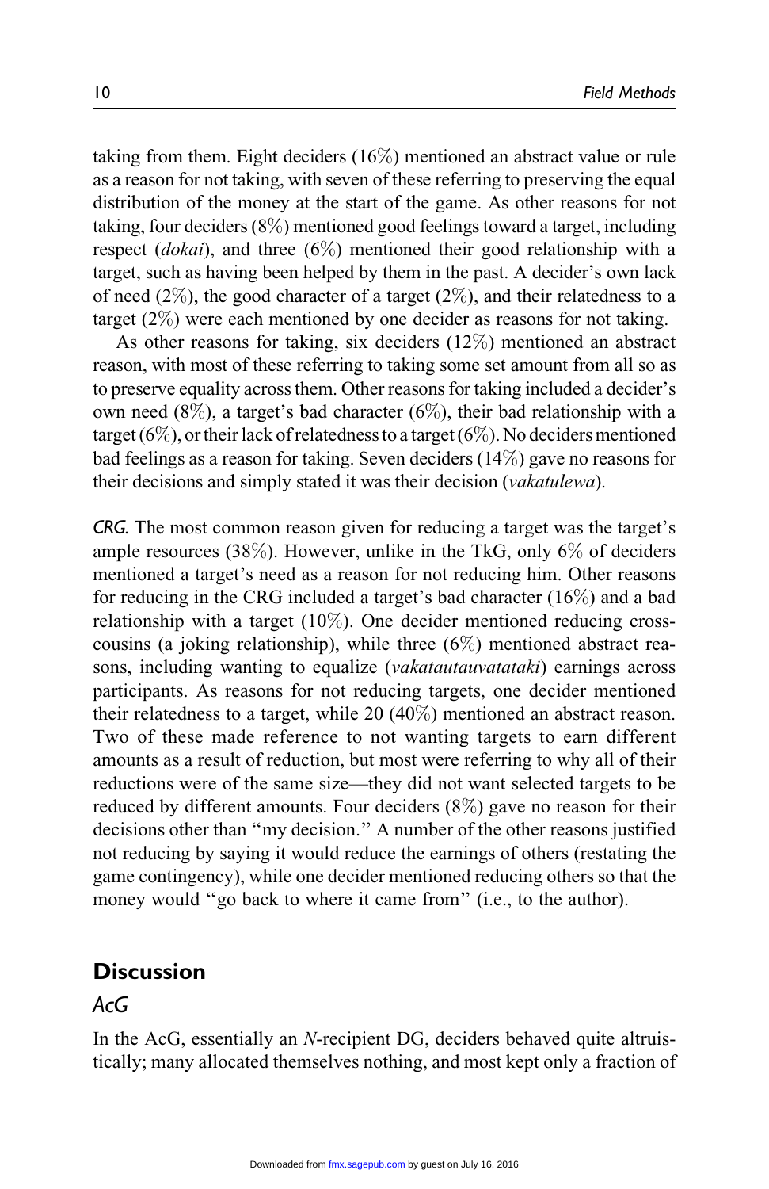taking from them. Eight deciders (16%) mentioned an abstract value or rule as a reason for not taking, with seven of these referring to preserving the equal distribution of the money at the start of the game. As other reasons for not taking, four deciders (8%) mentioned good feelings toward a target, including respect (*dokai*), and three (6%) mentioned their good relationship with a target, such as having been helped by them in the past. A decider's own lack of need (2%), the good character of a target (2%), and their relatedness to a target (2%) were each mentioned by one decider as reasons for not taking.

As other reasons for taking, six deciders (12%) mentioned an abstract reason, with most of these referring to taking some set amount from all so as to preserve equality across them. Other reasons for taking included a decider's own need (8%), a target's bad character (6%), their bad relationship with a target (6%), or their lack of relatedness to a target (6%). No deciders mentioned bad feelings as a reason for taking. Seven deciders (14%) gave no reasons for their decisions and simply stated it was their decision (*vakatulewa*).

*CRG.* The most common reason given for reducing a target was the target's ample resources (38%). However, unlike in the TkG, only 6% of deciders mentioned a target's need as a reason for not reducing him. Other reasons for reducing in the CRG included a target's bad character (16%) and a bad relationship with a target (10%). One decider mentioned reducing cross-cousins (a joking relationship), while three (6%) mentioned abstract reasons, including wanting to equalize (*vakatautauvatataki*) earnings across participants. As reasons for not reducing targets, one decider mentioned their relatedness to a target, while 20 (40%) mentioned an abstract reason. Two of these made reference to not wanting targets to earn different amounts as a result of reduction, but most were referring to why all of their reductions were of the same size—they did not want selected targets to be reduced by different amounts. Four deciders (8%) gave no reason for their decisions other than "my decision." A number of the other reasons justified not reducing by saying it would reduce the earnings of others (restating the game contingency), while one decider mentioned reducing others so that the money would "go back to where it came from" (i.e., to the author).

## Discussion

### AcG

In the AcG, essentially an *N*-recipient DG, deciders behaved quite altruistically; many allocated themselves nothing, and most kept only a fraction of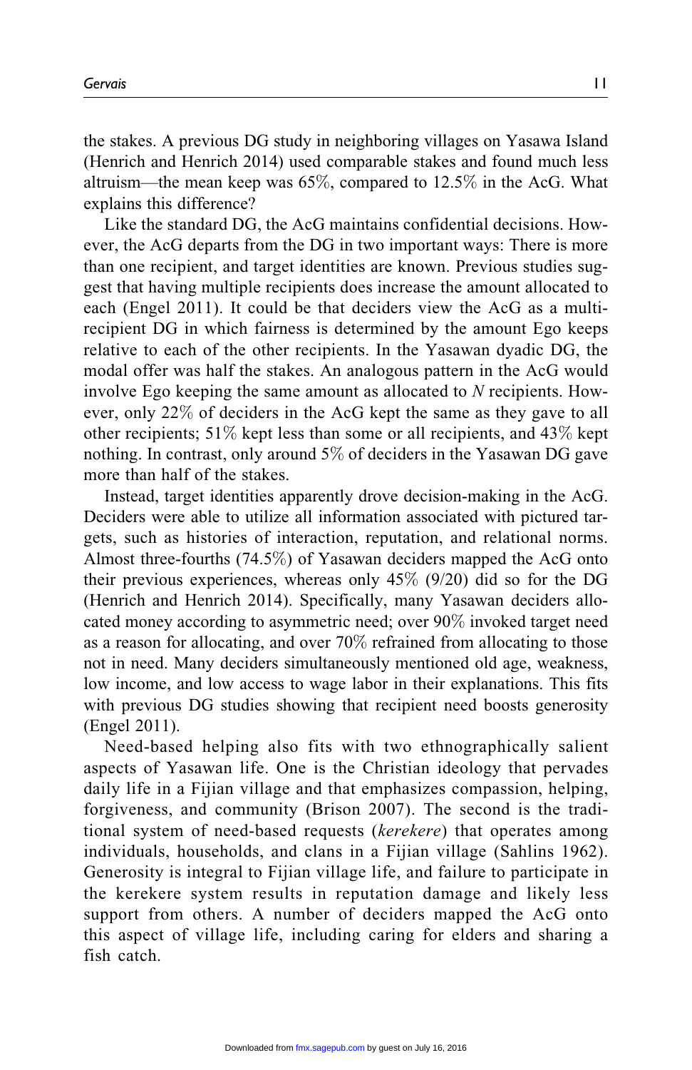the stakes. A previous DG study in neighboring villages on Yasawa Island (Henrich and Henrich 2014) used comparable stakes and found much less altruism—the mean keep was 65%, compared to 12.5% in the AcG. What explains this difference?

Like the standard DG, the AcG maintains confidential decisions. However, the AcG departs from the DG in two important ways: There is more than one recipient, and target identities are known. Previous studies suggest that having multiple recipients does increase the amount allocated to each (Engel 2011). It could be that deciders view the AcG as a multi-recipient DG in which fairness is determined by the amount Ego keeps relative to each of the other recipients. In the Yasawan dyadic DG, the modal offer was half the stakes. An analogous pattern in the AcG would involve Ego keeping the same amount as allocated to *N* recipients. However, only 22% of deciders in the AcG kept the same as they gave to all other recipients; 51% kept less than some or all recipients, and 43% kept nothing. In contrast, only around 5% of deciders in the Yasawan DG gave more than half of the stakes.

Instead, target identities apparently drove decision-making in the AcG. Deciders were able to utilize all information associated with pictured targets, such as histories of interaction, reputation, and relational norms. Almost three-fourths (74.5%) of Yasawan deciders mapped the AcG onto their previous experiences, whereas only 45% (9/20) did so for the DG (Henrich and Henrich 2014). Specifically, many Yasawan deciders allocated money according to asymmetric need; over 90% invoked target need as a reason for allocating, and over 70% refrained from allocating to those not in need. Many deciders simultaneously mentioned old age, weakness, low income, and low access to wage labor in their explanations. This fits with previous DG studies showing that recipient need boosts generosity (Engel 2011).

Need-based helping also fits with two ethnographically salient aspects of Yasawan life. One is the Christian ideology that pervades daily life in a Fijian village and that emphasizes compassion, helping, forgiveness, and community (Brison 2007). The second is the traditional system of need-based requests (*kerekere*) that operates among individuals, households, and clans in a Fijian village (Sahlins 1962). Generosity is integral to Fijian village life, and failure to participate in the kerekere system results in reputation damage and likely less support from others. A number of deciders mapped the AcG onto this aspect of village life, including caring for elders and sharing a fish catch.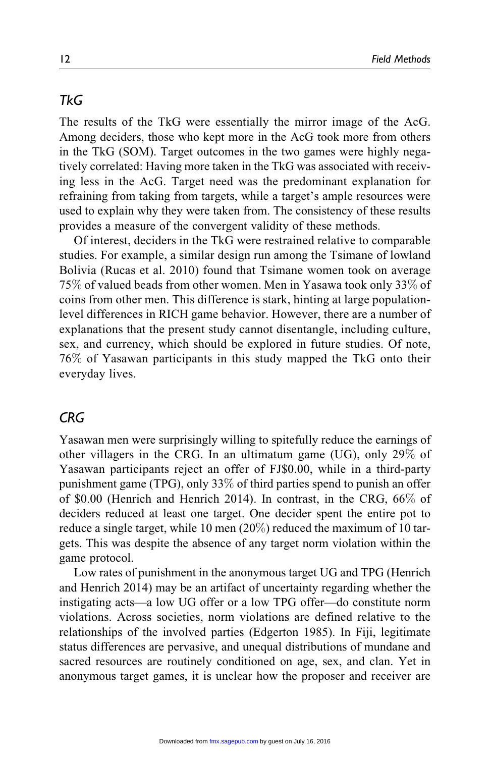## *TkG*

The results of the TkG were essentially the mirror image of the AcG. Among deciders, those who kept more in the AcG took more from others in the TkG (SOM). Target outcomes in the two games were highly negatively correlated: Having more taken in the TkG was associated with receiving less in the AcG. Target need was the predominant explanation for refraining from taking from targets, while a target's ample resources were used to explain why they were taken from. The consistency of these results provides a measure of the convergent validity of these methods.

Of interest, deciders in the TkG were restrained relative to comparable studies. For example, a similar design run among the Tsimane of lowland Bolivia (Rucas et al. 2010) found that Tsimane women took on average 75% of valued beads from other women. Men in Yasawa took only 33% of coins from other men. This difference is stark, hinting at large population-level differences in RICH game behavior. However, there are a number of explanations that the present study cannot disentangle, including culture, sex, and currency, which should be explored in future studies. Of note, 76% of Yasawan participants in this study mapped the TkG onto their everyday lives.

## *CRG*

Yasawan men were surprisingly willing to spitefully reduce the earnings of other villagers in the CRG. In an ultimatum game (UG), only 29% of Yasawan participants reject an offer of FJ$0.00, while in a third-party punishment game (TPG), only 33% of third parties spend to punish an offer of $0.00 (Henrich and Henrich 2014). In contrast, in the CRG, 66% of deciders reduced at least one target. One decider spent the entire pot to reduce a single target, while 10 men (20%) reduced the maximum of 10 targets. This was despite the absence of any target norm violation within the game protocol.

Low rates of punishment in the anonymous target UG and TPG (Henrich and Henrich 2014) may be an artifact of uncertainty regarding whether the instigating acts—a low UG offer or a low TPG offer—do constitute norm violations. Across societies, norm violations are defined relative to the relationships of the involved parties (Edgerton 1985). In Fiji, legitimate status differences are pervasive, and unequal distributions of mundane and sacred resources are routinely conditioned on age, sex, and clan. Yet in anonymous target games, it is unclear how the proposer and receiver are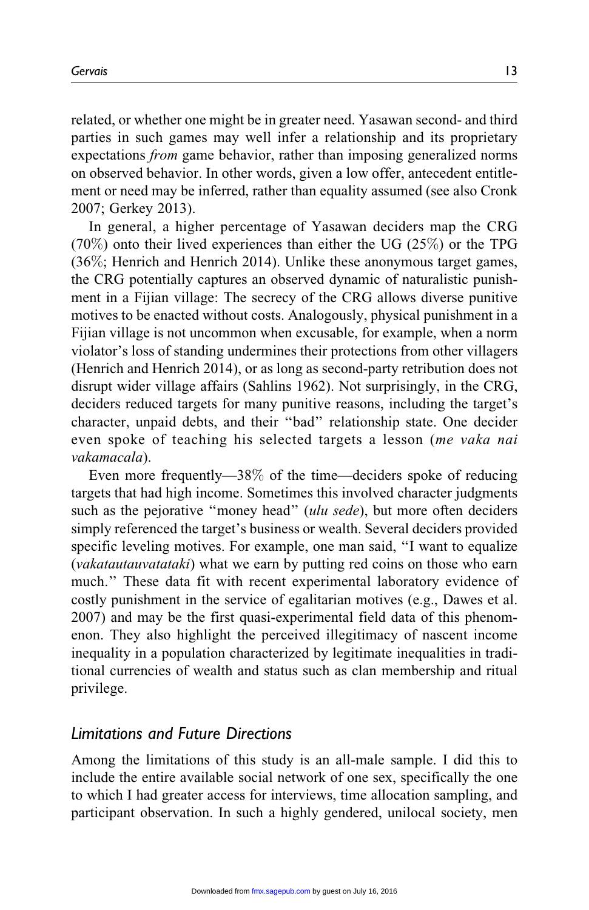related, or whether one might be in greater need. Yasawan second- and third parties in such games may well infer a relationship and its proprietary expectations *from* game behavior, rather than imposing generalized norms on observed behavior. In other words, given a low offer, antecedent entitlement or need may be inferred, rather than equality assumed (see also Cronk 2007; Gerkey 2013).

In general, a higher percentage of Yasawan deciders map the CRG (70%) onto their lived experiences than either the UG (25%) or the TPG (36%; Henrich and Henrich 2014). Unlike these anonymous target games, the CRG potentially captures an observed dynamic of naturalistic punishment in a Fijian village: The secrecy of the CRG allows diverse punitive motives to be enacted without costs. Analogously, physical punishment in a Fijian village is not uncommon when excusable, for example, when a norm violator's loss of standing undermines their protections from other villagers (Henrich and Henrich 2014), or as long as second-party retribution does not disrupt wider village affairs (Sahlins 1962). Not surprisingly, in the CRG, deciders reduced targets for many punitive reasons, including the target's character, unpaid debts, and their "bad" relationship state. One decider even spoke of teaching his selected targets a lesson (*me vaka nai vakamacala*).

Even more frequently—38% of the time—deciders spoke of reducing targets that had high income. Sometimes this involved character judgments such as the pejorative "money head" (*ulu sede*), but more often deciders simply referenced the target's business or wealth. Several deciders provided specific leveling motives. For example, one man said, "I want to equalize (*vakatautauvatataki*) what we earn by putting red coins on those who earn much." These data fit with recent experimental laboratory evidence of costly punishment in the service of egalitarian motives (e.g., Dawes et al. 2007) and may be the first quasi-experimental field data of this phenomenon. They also highlight the perceived illegitimacy of nascent income inequality in a population characterized by legitimate inequalities in traditional currencies of wealth and status such as clan membership and ritual privilege.

## *Limitations and Future Directions*

Among the limitations of this study is an all-male sample. I did this to include the entire available social network of one sex, specifically the one to which I had greater access for interviews, time allocation sampling, and participant observation. In such a highly gendered, unilocal society, men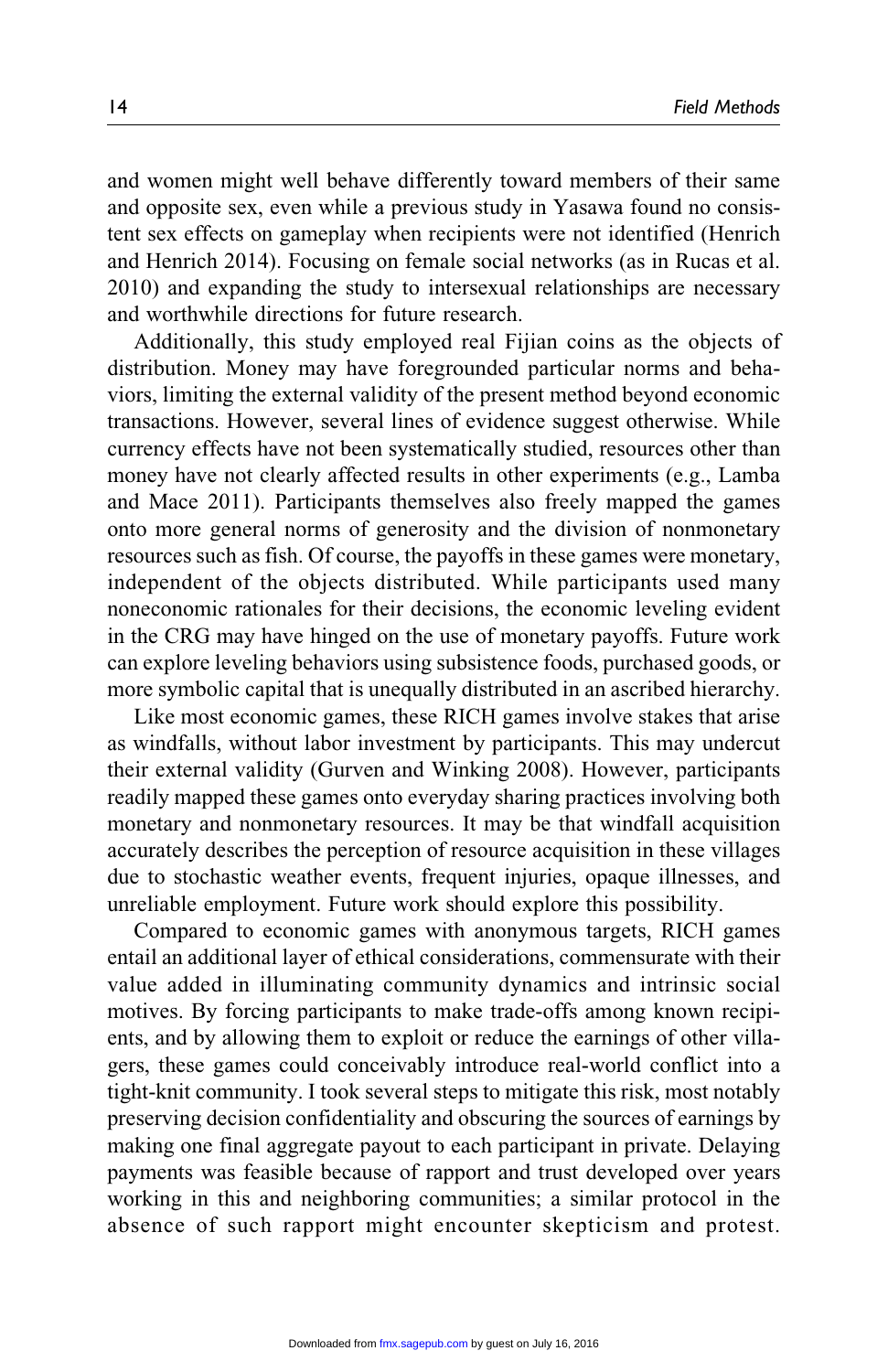and women might well behave differently toward members of their same and opposite sex, even while a previous study in Yasawa found no consistent sex effects on gameplay when recipients were not identified (Henrich and Henrich 2014). Focusing on female social networks (as in Rucas et al. 2010) and expanding the study to intersexual relationships are necessary and worthwhile directions for future research.

Additionally, this study employed real Fijian coins as the objects of distribution. Money may have foregrounded particular norms and behaviors, limiting the external validity of the present method beyond economic transactions. However, several lines of evidence suggest otherwise. While currency effects have not been systematically studied, resources other than money have not clearly affected results in other experiments (e.g., Lamba and Mace 2011). Participants themselves also freely mapped the games onto more general norms of generosity and the division of nonmonetary resources such as fish. Of course, the payoffs in these games were monetary, independent of the objects distributed. While participants used many noneconomic rationales for their decisions, the economic leveling evident in the CRG may have hinged on the use of monetary payoffs. Future work can explore leveling behaviors using subsistence foods, purchased goods, or more symbolic capital that is unequally distributed in an ascribed hierarchy.

Like most economic games, these RICH games involve stakes that arise as windfalls, without labor investment by participants. This may undercut their external validity (Gurven and Winking 2008). However, participants readily mapped these games onto everyday sharing practices involving both monetary and nonmonetary resources. It may be that windfall acquisition accurately describes the perception of resource acquisition in these villages due to stochastic weather events, frequent injuries, opaque illnesses, and unreliable employment. Future work should explore this possibility.

Compared to economic games with anonymous targets, RICH games entail an additional layer of ethical considerations, commensurate with their value added in illuminating community dynamics and intrinsic social motives. By forcing participants to make trade-offs among known recipients, and by allowing them to exploit or reduce the earnings of other villagers, these games could conceivably introduce real-world conflict into a tight-knit community. I took several steps to mitigate this risk, most notably preserving decision confidentiality and obscuring the sources of earnings by making one final aggregate payout to each participant in private. Delaying payments was feasible because of rapport and trust developed over years working in this and neighboring communities; a similar protocol in the absence of such rapport might encounter skepticism and protest.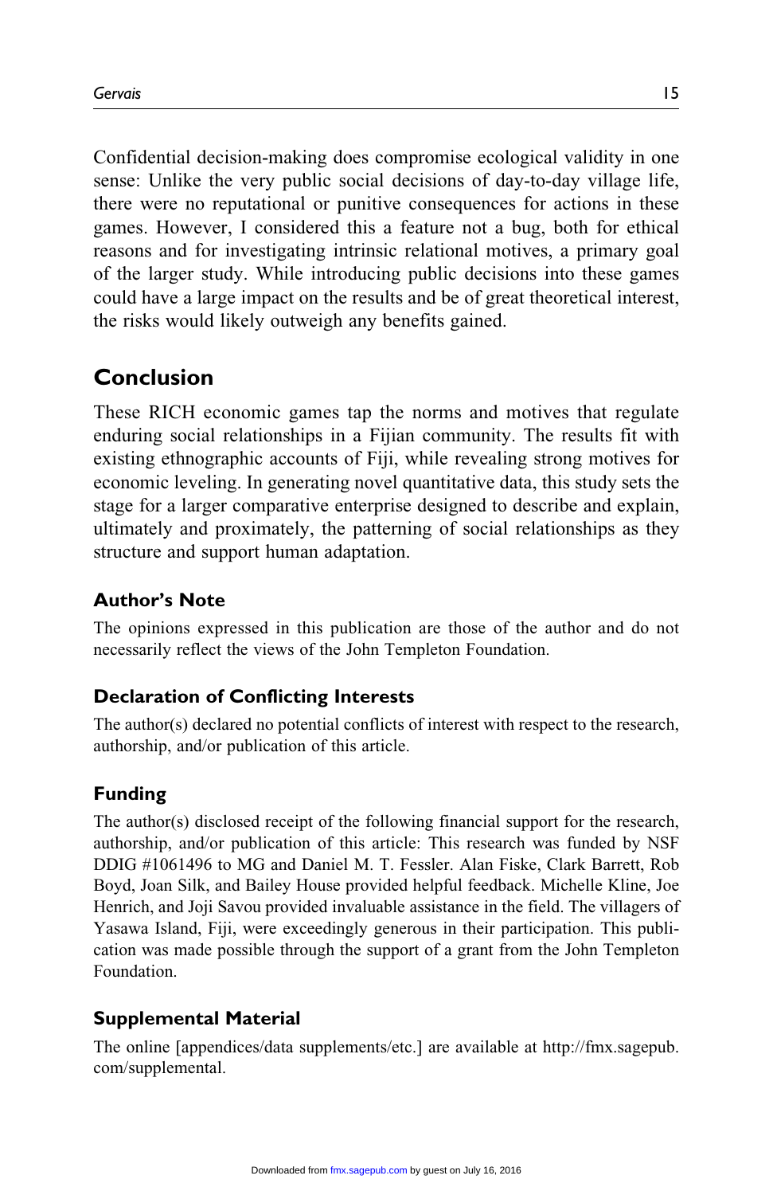Confidential decision-making does compromise ecological validity in one sense: Unlike the very public social decisions of day-to-day village life, there were no reputational or punitive consequences for actions in these games. However, I considered this a feature not a bug, both for ethical reasons and for investigating intrinsic relational motives, a primary goal of the larger study. While introducing public decisions into these games could have a large impact on the results and be of great theoretical interest, the risks would likely outweigh any benefits gained.

## Conclusion

These RICH economic games tap the norms and motives that regulate enduring social relationships in a Fijian community. The results fit with existing ethnographic accounts of Fiji, while revealing strong motives for economic leveling. In generating novel quantitative data, this study sets the stage for a larger comparative enterprise designed to describe and explain, ultimately and proximately, the patterning of social relationships as they structure and support human adaptation.

### Author's Note

The opinions expressed in this publication are those of the author and do not necessarily reflect the views of the John Templeton Foundation.

### Declaration of Conflicting Interests

The author(s) declared no potential conflicts of interest with respect to the research, authorship, and/or publication of this article.

### Funding

The author(s) disclosed receipt of the following financial support for the research, authorship, and/or publication of this article: This research was funded by NSF DDIG #1061496 to MG and Daniel M. T. Fessler. Alan Fiske, Clark Barrett, Rob Boyd, Joan Silk, and Bailey House provided helpful feedback. Michelle Kline, Joe Henrich, and Joji Savou provided invaluable assistance in the field. The villagers of Yasawa Island, Fiji, were exceedingly generous in their participation. This publication was made possible through the support of a grant from the John Templeton Foundation.

### Supplemental Material

The online [appendices/data supplements/etc.] are available at http://fmx.sagepub.com/supplemental.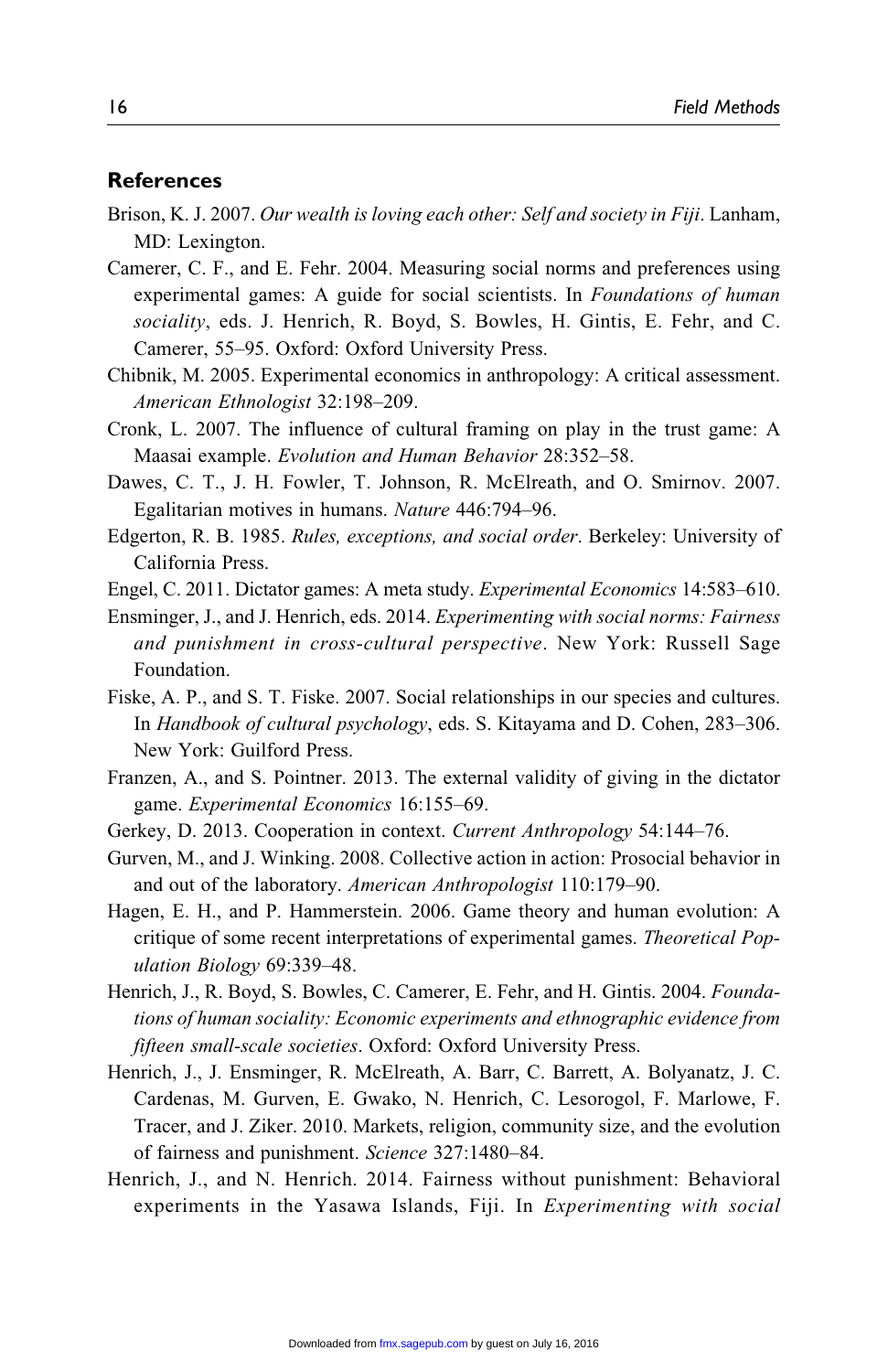## References

Brison, K. J. 2007. *Our wealth is loving each other: Self and society in Fiji*. Lanham, MD: Lexington.

Camerer, C. F., and E. Fehr. 2004. Measuring social norms and preferences using experimental games: A guide for social scientists. In *Foundations of human sociality*, eds. J. Henrich, R. Boyd, S. Bowles, H. Gintis, E. Fehr, and C. Camerer, 55–95. Oxford: Oxford University Press.

Chibnik, M. 2005. Experimental economics in anthropology: A critical assessment. *American Ethnologist* 32:198–209.

Cronk, L. 2007. The influence of cultural framing on play in the trust game: A Maasai example. *Evolution and Human Behavior* 28:352–58.

Dawes, C. T., J. H. Fowler, T. Johnson, R. McElreath, and O. Smirnov. 2007. Egalitarian motives in humans. *Nature* 446:794–96.

Edgerton, R. B. 1985. *Rules, exceptions, and social order*. Berkeley: University of California Press.

Engel, C. 2011. Dictator games: A meta study. *Experimental Economics* 14:583–610.

Ensminger, J., and J. Henrich, eds. 2014. *Experimenting with social norms: Fairness and punishment in cross-cultural perspective*. New York: Russell Sage Foundation.

Fiske, A. P., and S. T. Fiske. 2007. Social relationships in our species and cultures. In *Handbook of cultural psychology*, eds. S. Kitayama and D. Cohen, 283–306. New York: Guilford Press.

Franzen, A., and S. Pointner. 2013. The external validity of giving in the dictator game. *Experimental Economics* 16:155–69.

Gerkey, D. 2013. Cooperation in context. *Current Anthropology* 54:144–76.

Gurven, M., and J. Winking. 2008. Collective action in action: Prosocial behavior in and out of the laboratory. *American Anthropologist* 110:179–90.

Hagen, E. H., and P. Hammerstein. 2006. Game theory and human evolution: A critique of some recent interpretations of experimental games. *Theoretical Population Biology* 69:339–48.

Henrich, J., R. Boyd, S. Bowles, C. Camerer, E. Fehr, and H. Gintis. 2004. *Foundations of human sociality: Economic experiments and ethnographic evidence from fifteen small-scale societies*. Oxford: Oxford University Press.

Henrich, J., J. Ensminger, R. McElreath, A. Barr, C. Barrett, A. Bolyanatz, J. C. Cardenas, M. Gurven, E. Gwako, N. Henrich, C. Lesorogol, F. Marlowe, F. Tracer, and J. Ziker. 2010. Markets, religion, community size, and the evolution of fairness and punishment. *Science* 327:1480–84.

Henrich, J., and N. Henrich. 2014. Fairness without punishment: Behavioral experiments in the Yasawa Islands, Fiji. In *Experimenting with social*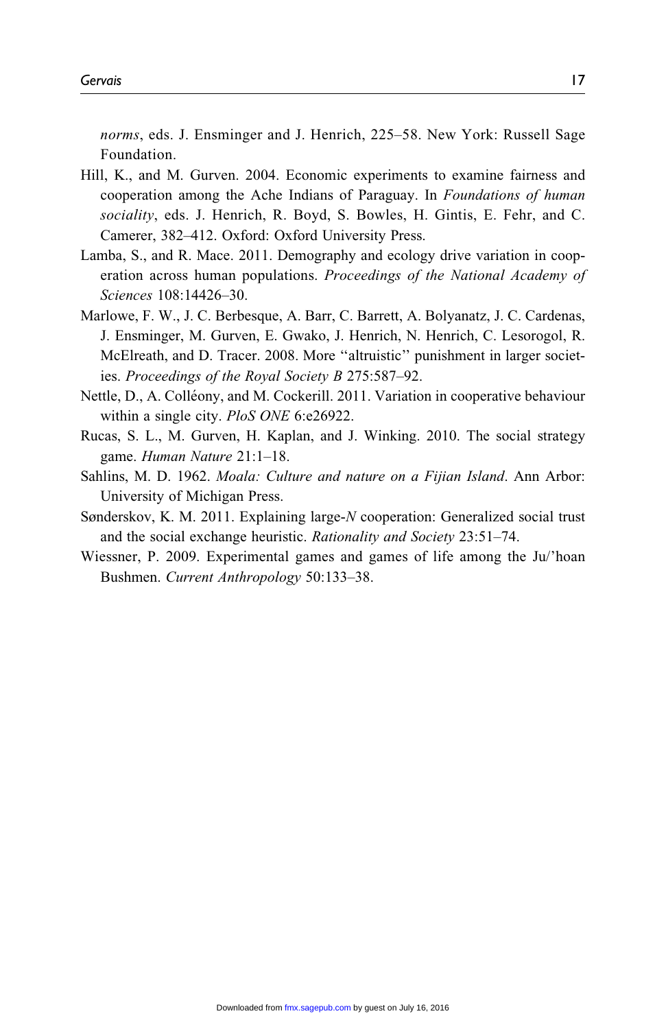*norms*, eds. J. Ensminger and J. Henrich, 225–58. New York: Russell Sage Foundation.

Hill, K., and M. Gurven. 2004. Economic experiments to examine fairness and cooperation among the Ache Indians of Paraguay. In *Foundations of human sociality*, eds. J. Henrich, R. Boyd, S. Bowles, H. Gintis, E. Fehr, and C. Camerer, 382–412. Oxford: Oxford University Press.

Lamba, S., and R. Mace. 2011. Demography and ecology drive variation in cooperation across human populations. *Proceedings of the National Academy of Sciences* 108:14426–30.

Marlowe, F. W., J. C. Berbesque, A. Barr, C. Barrett, A. Bolyanatz, J. C. Cardenas, J. Ensminger, M. Gurven, E. Gwako, J. Henrich, N. Henrich, C. Lesorogol, R. McElreath, and D. Tracer. 2008. More ''altruistic'' punishment in larger societies. *Proceedings of the Royal Society B* 275:587–92.

Nettle, D., A. Colléony, and M. Cockerill. 2011. Variation in cooperative behaviour within a single city. *PloS ONE* 6:e26922.

Rucas, S. L., M. Gurven, H. Kaplan, and J. Winking. 2010. The social strategy game. *Human Nature* 21:1–18.

Sahlins, M. D. 1962. *Moala: Culture and nature on a Fijian Island*. Ann Arbor: University of Michigan Press.

Sønderskov, K. M. 2011. Explaining large-*N* cooperation: Generalized social trust and the social exchange heuristic. *Rationality and Society* 23:51–74.

Wiessner, P. 2009. Experimental games and games of life among the Ju/'hoan Bushmen. *Current Anthropology* 50:133–38.